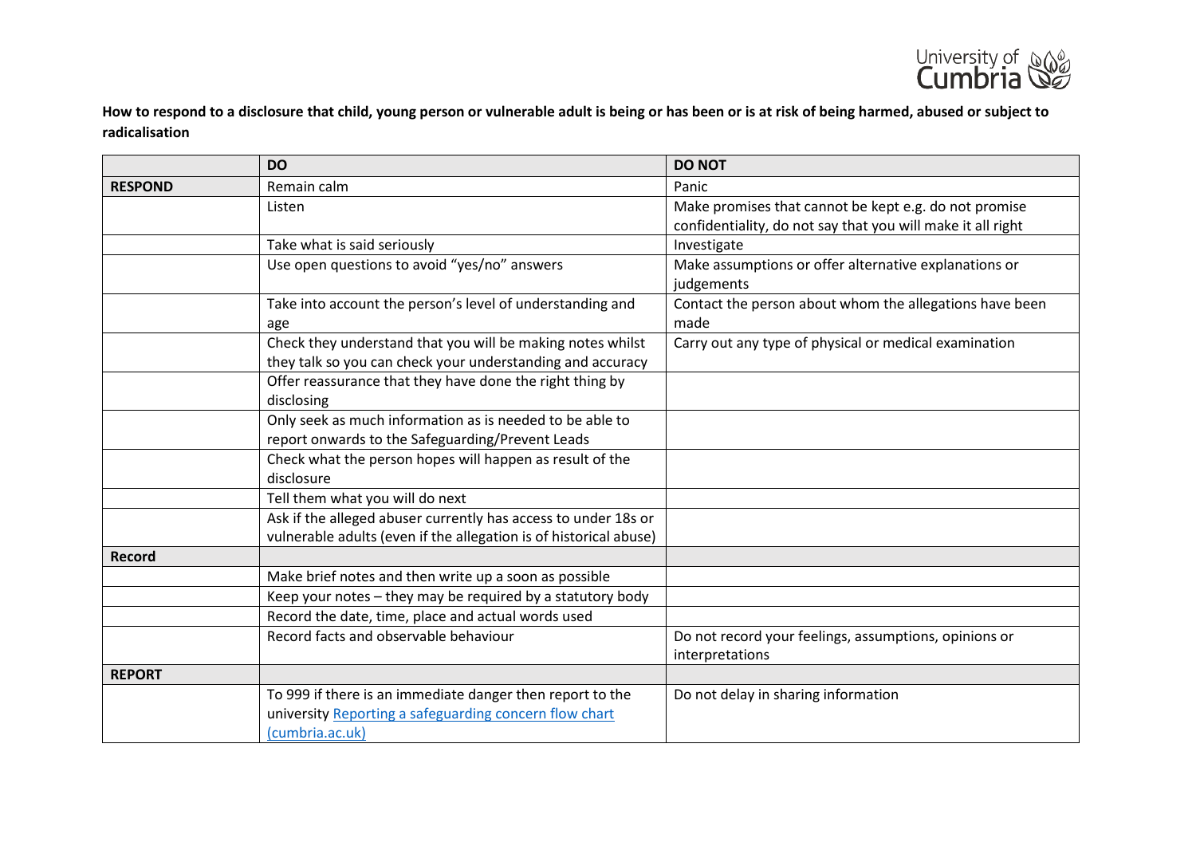**How to respond to a disclosure that child, young person or vulnerable adult is being or has been or is at risk of being harmed, abused or subject to radicalisation**

| | DO | DO NOT |
|---|---|---|
| **RESPOND** | Remain calm | Panic |
| | Listen | Make promises that cannot be kept e.g. do not promise confidentiality, do not say that you will make it all right |
| | Take what is said seriously | Investigate |
| | Use open questions to avoid "yes/no" answers | Make assumptions or offer alternative explanations or judgements |
| | Take into account the person's level of understanding and age | Contact the person about whom the allegations have been made |
| | Check they understand that you will be making notes whilst they talk so you can check your understanding and accuracy | Carry out any type of physical or medical examination |
| | Offer reassurance that they have done the right thing by disclosing | |
| | Only seek as much information as is needed to be able to report onwards to the Safeguarding/Prevent Leads | |
| | Check what the person hopes will happen as result of the disclosure | |
| | Tell them what you will do next | |
| | Ask if the alleged abuser currently has access to under 18s or vulnerable adults (even if the allegation is of historical abuse) | |
| **Record** | | |
| | Make brief notes and then write up a soon as possible | |
| | Keep your notes – they may be required by a statutory body | |
| | Record the date, time, place and actual words used | |
| | Record facts and observable behaviour | Do not record your feelings, assumptions, opinions or interpretations |
| **REPORT** | | |
| | To 999 if there is an immediate danger then report to the university [Reporting a safeguarding concern flow chart (cumbria.ac.uk)] | Do not delay in sharing information |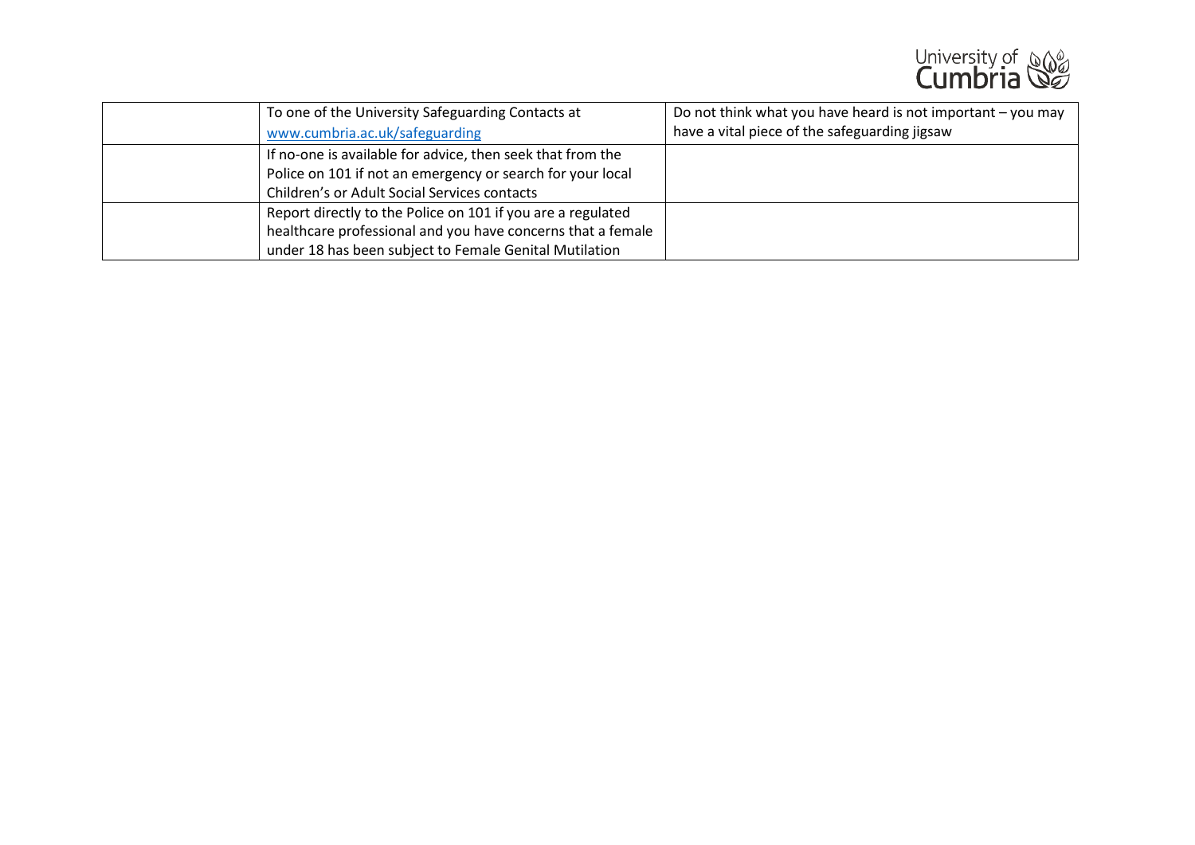| | | |
|---|---|---|
| | To one of the University Safeguarding Contacts at www.cumbria.ac.uk/safeguarding | Do not think what you have heard is not important – you may have a vital piece of the safeguarding jigsaw |
| | If no-one is available for advice, then seek that from the Police on 101 if not an emergency or search for your local Children's or Adult Social Services contacts | |
| | Report directly to the Police on 101 if you are a regulated healthcare professional and you have concerns that a female under 18 has been subject to Female Genital Mutilation | |